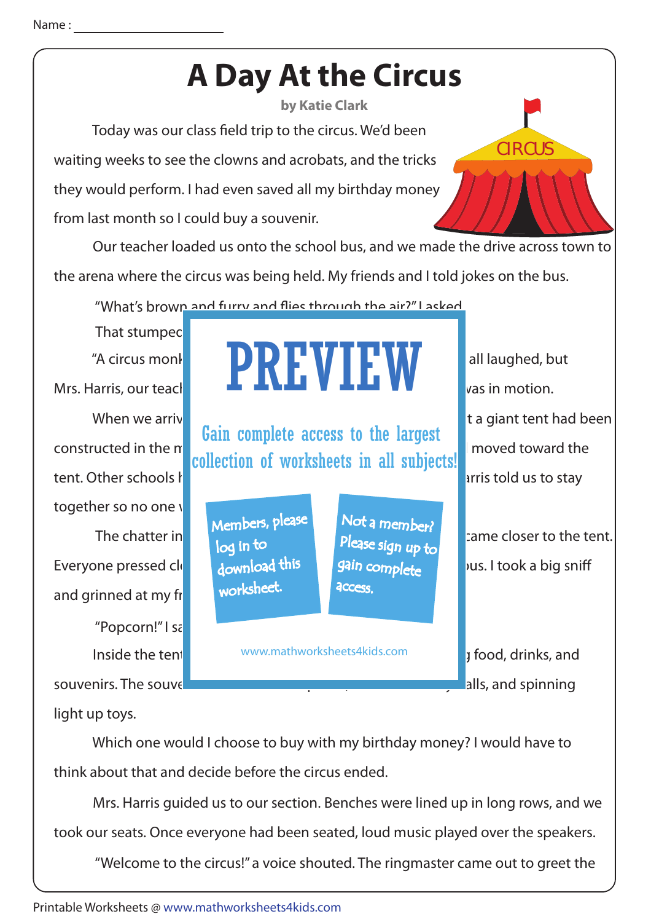Name : ____________________

# A Day At the Circus

**by Katie Clark**

Today was our class field trip to the circus. We'd been waiting weeks to see the clowns and acrobats, and the tricks they would perform. I had even saved all my birthday money from last month so I could buy a souvenir.

Our teacher loaded us onto the school bus, and we made the drive across town to the arena where the circus was being held. My friends and I told jokes on the bus.

"What's brown and furry and flies through the air?" I asked.

That stumpec

"A circus monk all laughed, but

Mrs. Harris, our teac vas in motion.

When we arriv t a giant tent had been

constructed in the m moved toward the

tent. Other schools h arris told us to stay

together so no one v

The chatter in came closer to the tent.

Everyone pressed cl bus. I took a big sniff

and grinned at my fr

"Popcorn!" I sa

Inside the tent food, drinks, and

souvenirs. The souve alls, and spinning

light up toys.

PREVIEW

Gain complete access to the largest collection of worksheets in all subjects!

Members, please log in to download this worksheet.

Not a member? Please sign up to gain complete access.

www.mathworksheets4kids.com

Which one would I choose to buy with my birthday money? I would have to think about that and decide before the circus ended.

Mrs. Harris guided us to our section. Benches were lined up in long rows, and we took our seats. Once everyone had been seated, loud music played over the speakers.

"Welcome to the circus!" a voice shouted. The ringmaster came out to greet the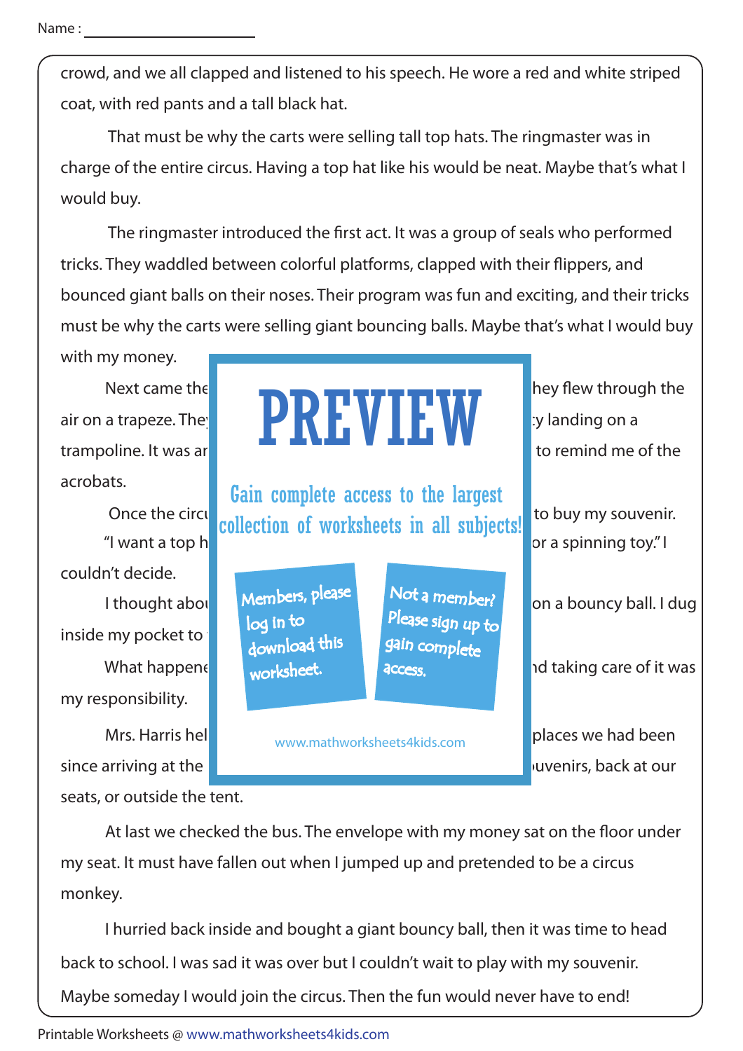Name : ______________________

crowd, and we all clapped and listened to his speech. He wore a red and white striped coat, with red pants and a tall black hat.

That must be why the carts were selling tall top hats. The ringmaster was in charge of the entire circus. Having a top hat like his would be neat. Maybe that's what I would buy.

The ringmaster introduced the first act. It was a group of seals who performed tricks. They waddled between colorful platforms, clapped with their flippers, and bounced giant balls on their noses. Their program was fun and exciting, and their tricks must be why the carts were selling giant bouncing balls. Maybe that's what I would buy with my money.

Next came the hey flew through the air on a trapeze. The y landing on a trampoline. It was ar to remind me of the acrobats.

Once the circu to buy my souvenir. "I want a top h or a spinning toy." I couldn't decide.

I thought abou on a bouncy ball. I dug inside my pocket to

What happene nd taking care of it was my responsibility.

Mrs. Harris hel places we had been since arriving at the uvenirs, back at our seats, or outside the tent.

PREVIEW

Gain complete access to the largest collection of worksheets in all subjects!

Members, please log in to download this worksheet.

Not a member? Please sign up to gain complete access.

www.mathworksheets4kids.com

At last we checked the bus. The envelope with my money sat on the floor under my seat. It must have fallen out when I jumped up and pretended to be a circus monkey.

I hurried back inside and bought a giant bouncy ball, then it was time to head back to school. I was sad it was over but I couldn't wait to play with my souvenir. Maybe someday I would join the circus. Then the fun would never have to end!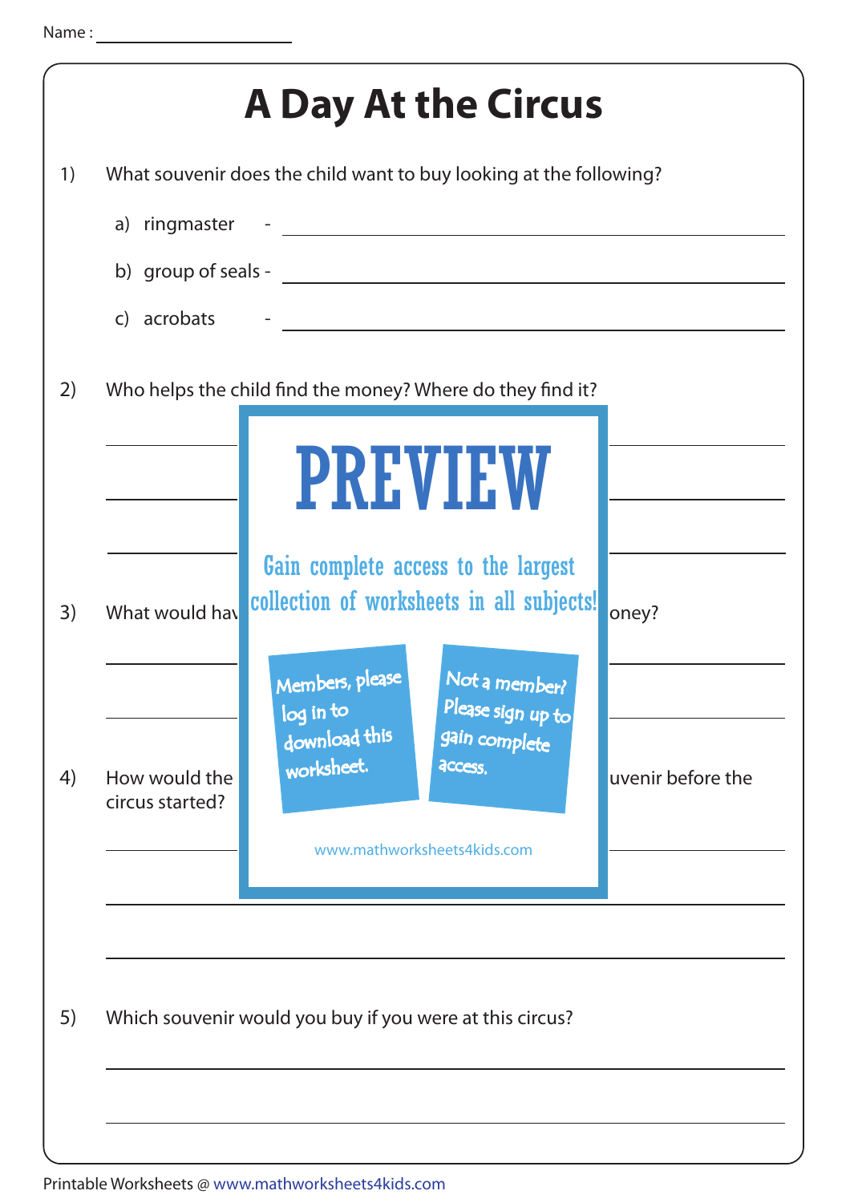Name : ____________________

# A Day At the Circus

1) What souvenir does the child want to buy looking at the following?

   a) ringmaster - ____________________

   b) group of seals - ____________________

   c) acrobats - ____________________

2) Who helps the child find the money? Where do they find it?

____________________

____________________

____________________

**PREVIEW**

Gain complete access to the largest collection of worksheets in all subjects!

Members, please log in to download this worksheet.

Not a member? Please sign up to gain complete access.

www.mathworksheets4kids.com

3) What would hav oney?

____________________

____________________

4) How would the uvenir before the circus started?

____________________

____________________

____________________

5) Which souvenir would you buy if you were at this circus?

____________________

____________________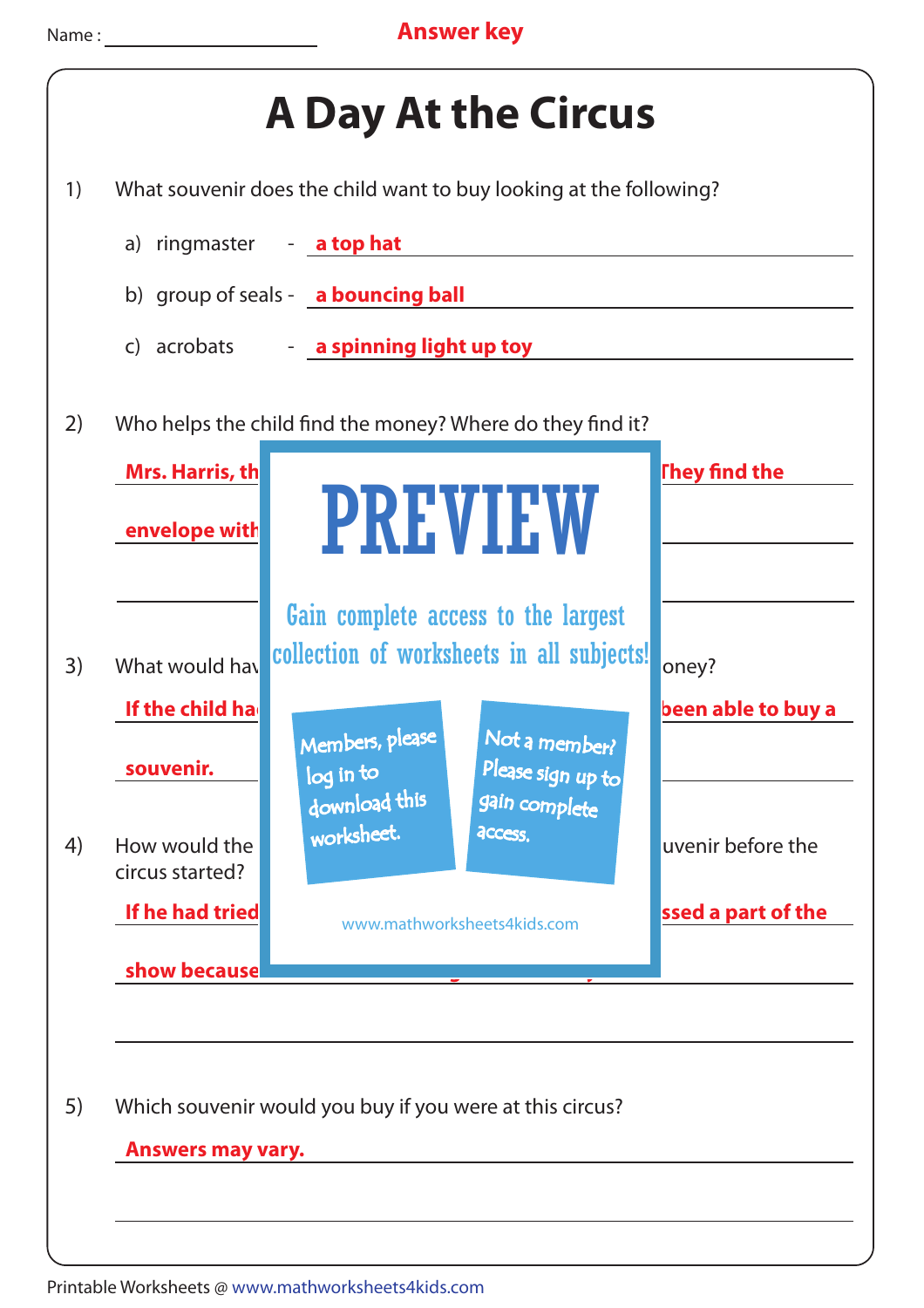Name : ____________________

**Answer key**

# A Day At the Circus

1) What souvenir does the child want to buy looking at the following?

   a) ringmaster - **a top hat**

   b) group of seals - **a bouncing ball**

   c) acrobats - **a spinning light up toy**

2) Who helps the child find the money? Where do they find it?

   **Mrs. Harris, th** ... **They find the**

   **envelope with** ...

PREVIEW

Gain complete access to the largest collection of worksheets in all subjects!

Members, please log in to download this worksheet.

Not a member? Please sign up to gain complete access.

www.mathworksheets4kids.com

3) What would hav ... oney?

   **If the child ha** ... **been able to buy a**

   **souvenir.**

4) How would the ... uvenir before the circus started?

   **If he had tried** ... **ssed a part of the**

   **show because** ...

5) Which souvenir would you buy if you were at this circus?

   **Answers may vary.**